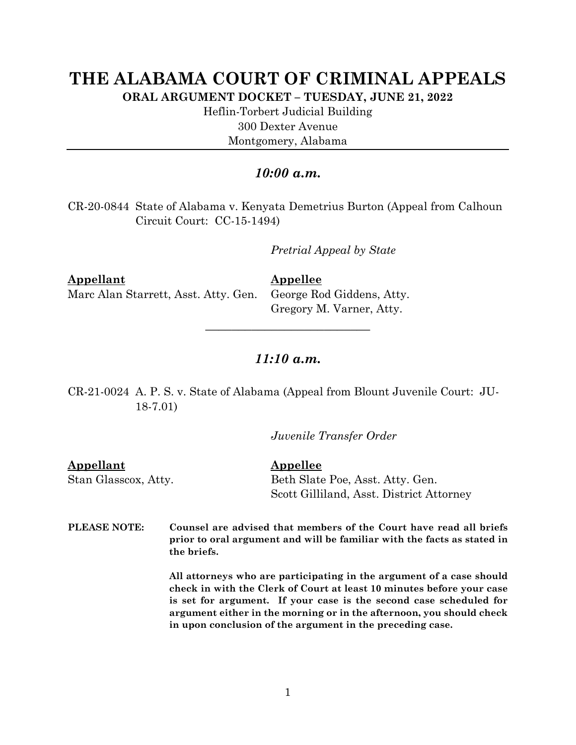# THE ALABAMA COURT OF CRIMINAL APPEALS

**ORAL ARGUMENT DOCKET – TUESDAY, JUNE 21, 2022**

Heflin-Torbert Judicial Building
300 Dexter Avenue
Montgomery, Alabama

---

### *10:00 a.m.*

CR-20-0844 State of Alabama v. Kenyata Demetrius Burton (Appeal from Calhoun Circuit Court: CC-15-1494)

*Pretrial Appeal by State*

| **Appellant** | **Appellee** |
|---|---|
| Marc Alan Starrett, Asst. Atty. Gen. | George Rod Giddens, Atty. |
| | Gregory M. Varner, Atty. |

---

### *11:10 a.m.*

CR-21-0024 A. P. S. v. State of Alabama (Appeal from Blount Juvenile Court: JU-18-7.01)

*Juvenile Transfer Order*

| **Appellant** | **Appellee** |
|---|---|
| Stan Glasscox, Atty. | Beth Slate Poe, Asst. Atty. Gen. |
| | Scott Gilliland, Asst. District Attorney |

**PLEASE NOTE:** **Counsel are advised that members of the Court have read all briefs prior to oral argument and will be familiar with the facts as stated in the briefs.**

**All attorneys who are participating in the argument of a case should check in with the Clerk of Court at least 10 minutes before your case is set for argument. If your case is the second case scheduled for argument either in the morning or in the afternoon, you should check in upon conclusion of the argument in the preceding case.**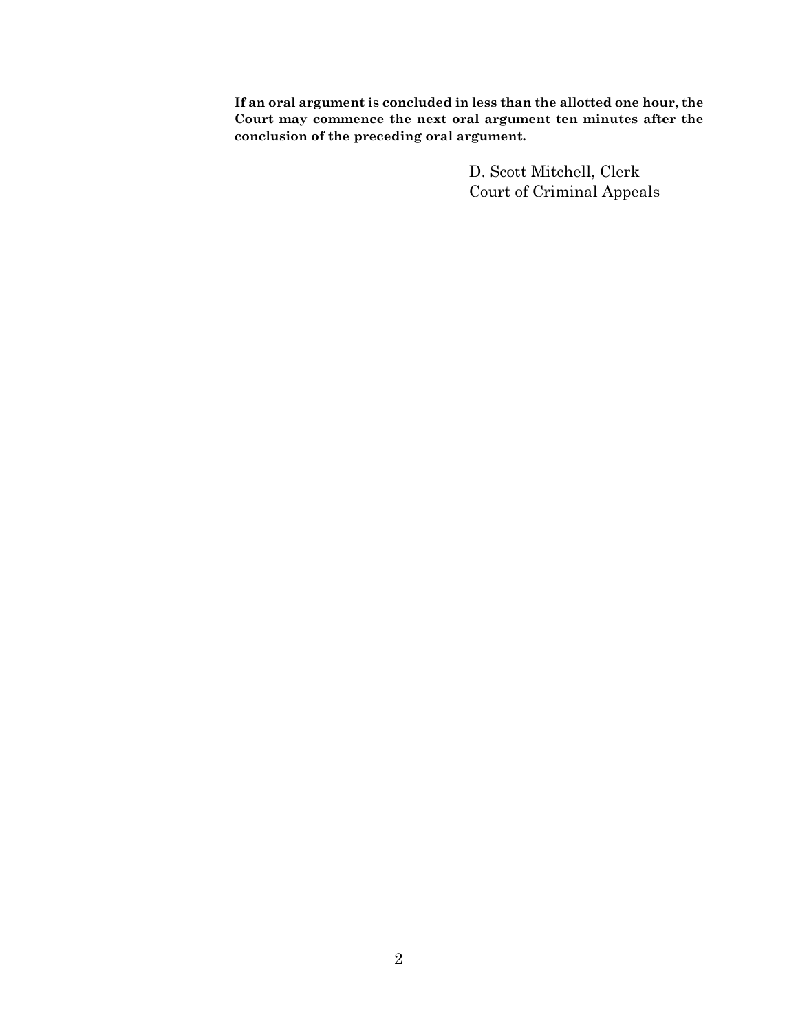**If an oral argument is concluded in less than the allotted one hour, the Court may commence the next oral argument ten minutes after the conclusion of the preceding oral argument.**

D. Scott Mitchell, Clerk
Court of Criminal Appeals